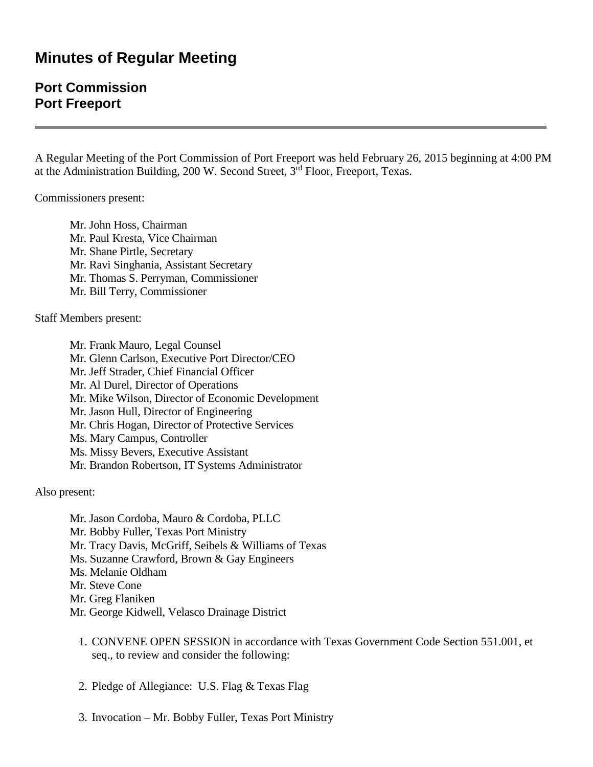# Minutes of Regular Meeting

## Port Commission
## Port Freeport

---

A Regular Meeting of the Port Commission of Port Freeport was held February 26, 2015 beginning at 4:00 PM at the Administration Building, 200 W. Second Street, 3rd Floor, Freeport, Texas.

Commissioners present:

Mr. John Hoss, Chairman
Mr. Paul Kresta, Vice Chairman
Mr. Shane Pirtle, Secretary
Mr. Ravi Singhania, Assistant Secretary
Mr. Thomas S. Perryman, Commissioner
Mr. Bill Terry, Commissioner

Staff Members present:

Mr. Frank Mauro, Legal Counsel
Mr. Glenn Carlson, Executive Port Director/CEO
Mr. Jeff Strader, Chief Financial Officer
Mr. Al Durel, Director of Operations
Mr. Mike Wilson, Director of Economic Development
Mr. Jason Hull, Director of Engineering
Mr. Chris Hogan, Director of Protective Services
Ms. Mary Campus, Controller
Ms. Missy Bevers, Executive Assistant
Mr. Brandon Robertson, IT Systems Administrator

Also present:

Mr. Jason Cordoba, Mauro & Cordoba, PLLC
Mr. Bobby Fuller, Texas Port Ministry
Mr. Tracy Davis, McGriff, Seibels & Williams of Texas
Ms. Suzanne Crawford, Brown & Gay Engineers
Ms. Melanie Oldham
Mr. Steve Cone
Mr. Greg Flaniken
Mr. George Kidwell, Velasco Drainage District

1. CONVENE OPEN SESSION in accordance with Texas Government Code Section 551.001, et seq., to review and consider the following:

2. Pledge of Allegiance: U.S. Flag & Texas Flag

3. Invocation – Mr. Bobby Fuller, Texas Port Ministry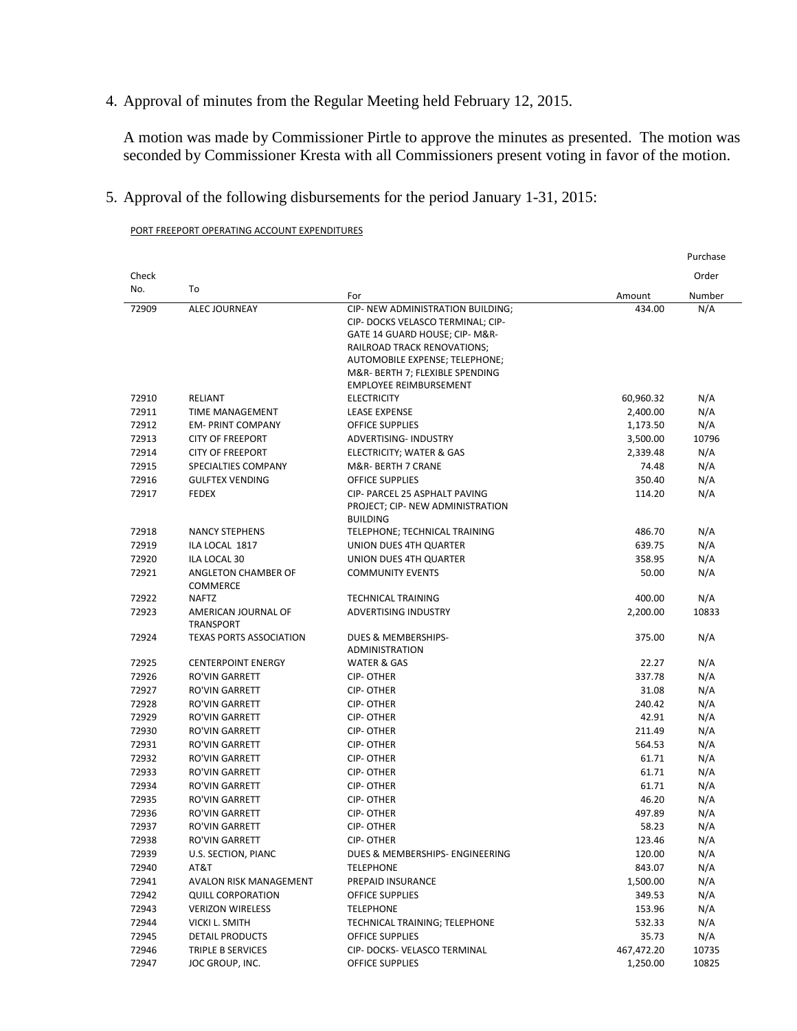4. Approval of minutes from the Regular Meeting held February 12, 2015.

   A motion was made by Commissioner Pirtle to approve the minutes as presented. The motion was seconded by Commissioner Kresta with all Commissioners present voting in favor of the motion.

5. Approval of the following disbursements for the period January 1-31, 2015:

PORT FREEPORT OPERATING ACCOUNT EXPENDITURES

| Check No. | To | For | Amount | Purchase Order Number |
|---|---|---|---|---|
| 72909 | ALEC JOURNEAY | CIP- NEW ADMINISTRATION BUILDING; CIP- DOCKS VELASCO TERMINAL; CIP- GATE 14 GUARD HOUSE; CIP- M&R- RAILROAD TRACK RENOVATIONS; AUTOMOBILE EXPENSE; TELEPHONE; M&R- BERTH 7; FLEXIBLE SPENDING EMPLOYEE REIMBURSEMENT | 434.00 | N/A |
| 72910 | RELIANT | ELECTRICITY | 60,960.32 | N/A |
| 72911 | TIME MANAGEMENT | LEASE EXPENSE | 2,400.00 | N/A |
| 72912 | EM- PRINT COMPANY | OFFICE SUPPLIES | 1,173.50 | N/A |
| 72913 | CITY OF FREEPORT | ADVERTISING- INDUSTRY | 3,500.00 | 10796 |
| 72914 | CITY OF FREEPORT | ELECTRICITY; WATER & GAS | 2,339.48 | N/A |
| 72915 | SPECIALTIES COMPANY | M&R- BERTH 7 CRANE | 74.48 | N/A |
| 72916 | GULFTEX VENDING | OFFICE SUPPLIES | 350.40 | N/A |
| 72917 | FEDEX | CIP- PARCEL 25 ASPHALT PAVING PROJECT; CIP- NEW ADMINISTRATION BUILDING | 114.20 | N/A |
| 72918 | NANCY STEPHENS | TELEPHONE; TECHNICAL TRAINING | 486.70 | N/A |
| 72919 | ILA LOCAL 1817 | UNION DUES 4TH QUARTER | 639.75 | N/A |
| 72920 | ILA LOCAL 30 | UNION DUES 4TH QUARTER | 358.95 | N/A |
| 72921 | ANGLETON CHAMBER OF COMMERCE | COMMUNITY EVENTS | 50.00 | N/A |
| 72922 | NAFTZ | TECHNICAL TRAINING | 400.00 | N/A |
| 72923 | AMERICAN JOURNAL OF TRANSPORT | ADVERTISING INDUSTRY | 2,200.00 | 10833 |
| 72924 | TEXAS PORTS ASSOCIATION | DUES & MEMBERSHIPS- ADMINISTRATION | 375.00 | N/A |
| 72925 | CENTERPOINT ENERGY | WATER & GAS | 22.27 | N/A |
| 72926 | RO'VIN GARRETT | CIP- OTHER | 337.78 | N/A |
| 72927 | RO'VIN GARRETT | CIP- OTHER | 31.08 | N/A |
| 72928 | RO'VIN GARRETT | CIP- OTHER | 240.42 | N/A |
| 72929 | RO'VIN GARRETT | CIP- OTHER | 42.91 | N/A |
| 72930 | RO'VIN GARRETT | CIP- OTHER | 211.49 | N/A |
| 72931 | RO'VIN GARRETT | CIP- OTHER | 564.53 | N/A |
| 72932 | RO'VIN GARRETT | CIP- OTHER | 61.71 | N/A |
| 72933 | RO'VIN GARRETT | CIP- OTHER | 61.71 | N/A |
| 72934 | RO'VIN GARRETT | CIP- OTHER | 61.71 | N/A |
| 72935 | RO'VIN GARRETT | CIP- OTHER | 46.20 | N/A |
| 72936 | RO'VIN GARRETT | CIP- OTHER | 497.89 | N/A |
| 72937 | RO'VIN GARRETT | CIP- OTHER | 58.23 | N/A |
| 72938 | RO'VIN GARRETT | CIP- OTHER | 123.46 | N/A |
| 72939 | U.S. SECTION, PIANC | DUES & MEMBERSHIPS- ENGINEERING | 120.00 | N/A |
| 72940 | AT&T | TELEPHONE | 843.07 | N/A |
| 72941 | AVALON RISK MANAGEMENT | PREPAID INSURANCE | 1,500.00 | N/A |
| 72942 | QUILL CORPORATION | OFFICE SUPPLIES | 349.53 | N/A |
| 72943 | VERIZON WIRELESS | TELEPHONE | 153.96 | N/A |
| 72944 | VICKI L. SMITH | TECHNICAL TRAINING; TELEPHONE | 532.33 | N/A |
| 72945 | DETAIL PRODUCTS | OFFICE SUPPLIES | 35.73 | N/A |
| 72946 | TRIPLE B SERVICES | CIP- DOCKS- VELASCO TERMINAL | 467,472.20 | 10735 |
| 72947 | JOC GROUP, INC. | OFFICE SUPPLIES | 1,250.00 | 10825 |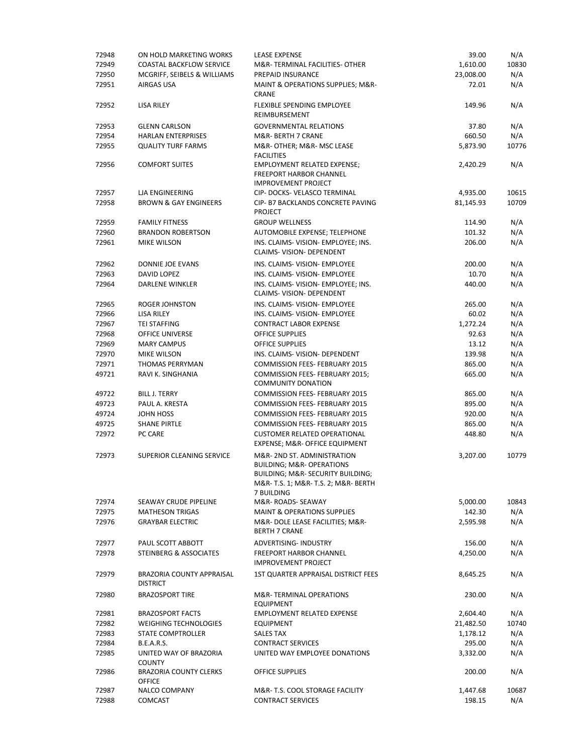| | | | | |
|---|---|---|---|---|
| 72948 | ON HOLD MARKETING WORKS | LEASE EXPENSE | 39.00 | N/A |
| 72949 | COASTAL BACKFLOW SERVICE | M&R- TERMINAL FACILITIES- OTHER | 1,610.00 | 10830 |
| 72950 | MCGRIFF, SEIBELS & WILLIAMS | PREPAID INSURANCE | 23,008.00 | N/A |
| 72951 | AIRGAS USA | MAINT & OPERATIONS SUPPLIES; M&R- CRANE | 72.01 | N/A |
| 72952 | LISA RILEY | FLEXIBLE SPENDING EMPLOYEE REIMBURSEMENT | 149.96 | N/A |
| 72953 | GLENN CARLSON | GOVERNMENTAL RELATIONS | 37.80 | N/A |
| 72954 | HARLAN ENTERPRISES | M&R- BERTH 7 CRANE | 660.50 | N/A |
| 72955 | QUALITY TURF FARMS | M&R- OTHER; M&R- MSC LEASE FACILITIES | 5,873.90 | 10776 |
| 72956 | COMFORT SUITES | EMPLOYMENT RELATED EXPENSE; FREEPORT HARBOR CHANNEL IMPROVEMENT PROJECT | 2,420.29 | N/A |
| 72957 | LJA ENGINEERING | CIP- DOCKS- VELASCO TERMINAL | 4,935.00 | 10615 |
| 72958 | BROWN & GAY ENGINEERS | CIP- B7 BACKLANDS CONCRETE PAVING PROJECT | 81,145.93 | 10709 |
| 72959 | FAMILY FITNESS | GROUP WELLNESS | 114.90 | N/A |
| 72960 | BRANDON ROBERTSON | AUTOMOBILE EXPENSE; TELEPHONE | 101.32 | N/A |
| 72961 | MIKE WILSON | INS. CLAIMS- VISION- EMPLOYEE; INS. CLAIMS- VISION- DEPENDENT | 206.00 | N/A |
| 72962 | DONNIE JOE EVANS | INS. CLAIMS- VISION- EMPLOYEE | 200.00 | N/A |
| 72963 | DAVID LOPEZ | INS. CLAIMS- VISION- EMPLOYEE | 10.70 | N/A |
| 72964 | DARLENE WINKLER | INS. CLAIMS- VISION- EMPLOYEE; INS. CLAIMS- VISION- DEPENDENT | 440.00 | N/A |
| 72965 | ROGER JOHNSTON | INS. CLAIMS- VISION- EMPLOYEE | 265.00 | N/A |
| 72966 | LISA RILEY | INS. CLAIMS- VISION- EMPLOYEE | 60.02 | N/A |
| 72967 | TEI STAFFING | CONTRACT LABOR EXPENSE | 1,272.24 | N/A |
| 72968 | OFFICE UNIVERSE | OFFICE SUPPLIES | 92.63 | N/A |
| 72969 | MARY CAMPUS | OFFICE SUPPLIES | 13.12 | N/A |
| 72970 | MIKE WILSON | INS. CLAIMS- VISION- DEPENDENT | 139.98 | N/A |
| 72971 | THOMAS PERRYMAN | COMMISSION FEES- FEBRUARY 2015 | 865.00 | N/A |
| 49721 | RAVI K. SINGHANIA | COMMISSION FEES- FEBRUARY 2015; COMMUNITY DONATION | 665.00 | N/A |
| 49722 | BILL J. TERRY | COMMISSION FEES- FEBRUARY 2015 | 865.00 | N/A |
| 49723 | PAUL A. KRESTA | COMMISSION FEES- FEBRUARY 2015 | 895.00 | N/A |
| 49724 | JOHN HOSS | COMMISSION FEES- FEBRUARY 2015 | 920.00 | N/A |
| 49725 | SHANE PIRTLE | COMMISSION FEES- FEBRUARY 2015 | 865.00 | N/A |
| 72972 | PC CARE | CUSTOMER RELATED OPERATIONAL EXPENSE; M&R- OFFICE EQUIPMENT | 448.80 | N/A |
| 72973 | SUPERIOR CLEANING SERVICE | M&R- 2ND ST. ADMINISTRATION BUILDING; M&R- OPERATIONS BUILDING; M&R- SECURITY BUILDING; M&R- T.S. 1; M&R- T.S. 2; M&R- BERTH 7 BUILDING | 3,207.00 | 10779 |
| 72974 | SEAWAY CRUDE PIPELINE | M&R- ROADS- SEAWAY | 5,000.00 | 10843 |
| 72975 | MATHESON TRIGAS | MAINT & OPERATIONS SUPPLIES | 142.30 | N/A |
| 72976 | GRAYBAR ELECTRIC | M&R- DOLE LEASE FACILITIES; M&R- BERTH 7 CRANE | 2,595.98 | N/A |
| 72977 | PAUL SCOTT ABBOTT | ADVERTISING- INDUSTRY | 156.00 | N/A |
| 72978 | STEINBERG & ASSOCIATES | FREEPORT HARBOR CHANNEL IMPROVEMENT PROJECT | 4,250.00 | N/A |
| 72979 | BRAZORIA COUNTY APPRAISAL DISTRICT | 1ST QUARTER APPRAISAL DISTRICT FEES | 8,645.25 | N/A |
| 72980 | BRAZOSPORT TIRE | M&R- TERMINAL OPERATIONS EQUIPMENT | 230.00 | N/A |
| 72981 | BRAZOSPORT FACTS | EMPLOYMENT RELATED EXPENSE | 2,604.40 | N/A |
| 72982 | WEIGHING TECHNOLOGIES | EQUIPMENT | 21,482.50 | 10740 |
| 72983 | STATE COMPTROLLER | SALES TAX | 1,178.12 | N/A |
| 72984 | B.E.A.R.S. | CONTRACT SERVICES | 295.00 | N/A |
| 72985 | UNITED WAY OF BRAZORIA COUNTY | UNITED WAY EMPLOYEE DONATIONS | 3,332.00 | N/A |
| 72986 | BRAZORIA COUNTY CLERKS OFFICE | OFFICE SUPPLIES | 200.00 | N/A |
| 72987 | NALCO COMPANY | M&R- T.S. COOL STORAGE FACILITY | 1,447.68 | 10687 |
| 72988 | COMCAST | CONTRACT SERVICES | 198.15 | N/A |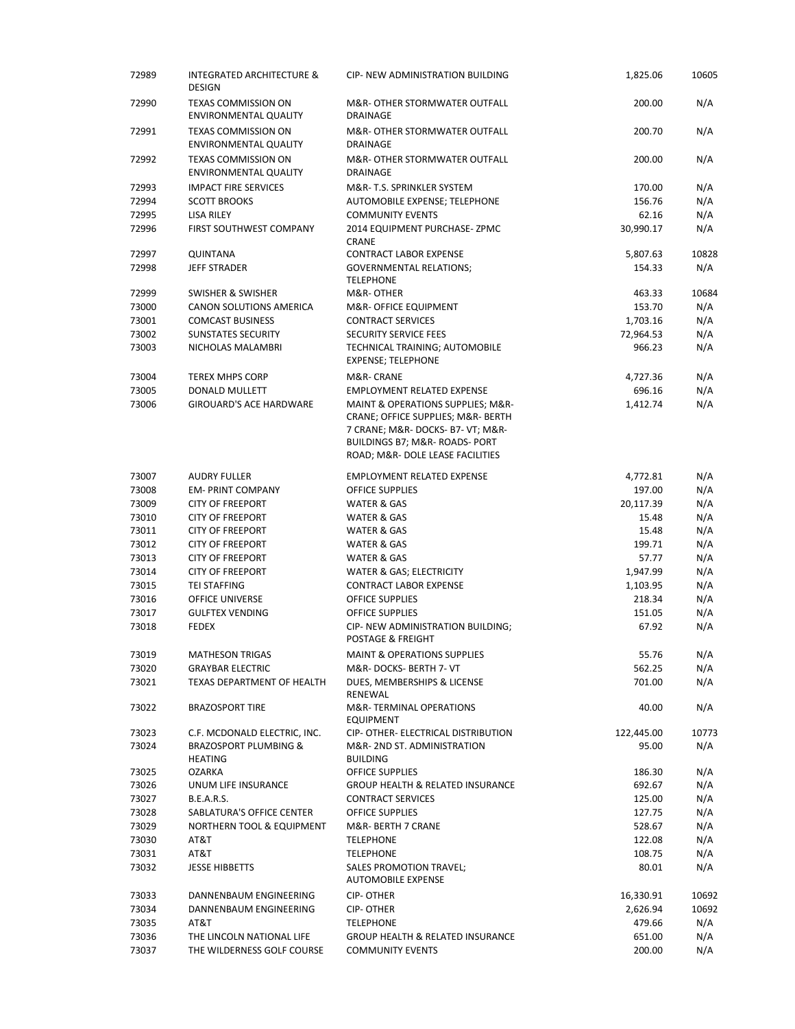| | | | | |
|---|---|---|---|---|
| 72989 | INTEGRATED ARCHITECTURE & DESIGN | CIP- NEW ADMINISTRATION BUILDING | 1,825.06 | 10605 |
| 72990 | TEXAS COMMISSION ON ENVIRONMENTAL QUALITY | M&R- OTHER STORMWATER OUTFALL DRAINAGE | 200.00 | N/A |
| 72991 | TEXAS COMMISSION ON ENVIRONMENTAL QUALITY | M&R- OTHER STORMWATER OUTFALL DRAINAGE | 200.70 | N/A |
| 72992 | TEXAS COMMISSION ON ENVIRONMENTAL QUALITY | M&R- OTHER STORMWATER OUTFALL DRAINAGE | 200.00 | N/A |
| 72993 | IMPACT FIRE SERVICES | M&R- T.S. SPRINKLER SYSTEM | 170.00 | N/A |
| 72994 | SCOTT BROOKS | AUTOMOBILE EXPENSE; TELEPHONE | 156.76 | N/A |
| 72995 | LISA RILEY | COMMUNITY EVENTS | 62.16 | N/A |
| 72996 | FIRST SOUTHWEST COMPANY | 2014 EQUIPMENT PURCHASE- ZPMC CRANE | 30,990.17 | N/A |
| 72997 | QUINTANA | CONTRACT LABOR EXPENSE | 5,807.63 | 10828 |
| 72998 | JEFF STRADER | GOVERNMENTAL RELATIONS; TELEPHONE | 154.33 | N/A |
| 72999 | SWISHER & SWISHER | M&R- OTHER | 463.33 | 10684 |
| 73000 | CANON SOLUTIONS AMERICA | M&R- OFFICE EQUIPMENT | 153.70 | N/A |
| 73001 | COMCAST BUSINESS | CONTRACT SERVICES | 1,703.16 | N/A |
| 73002 | SUNSTATES SECURITY | SECURITY SERVICE FEES | 72,964.53 | N/A |
| 73003 | NICHOLAS MALAMBRI | TECHNICAL TRAINING; AUTOMOBILE EXPENSE; TELEPHONE | 966.23 | N/A |
| 73004 | TEREX MHPS CORP | M&R- CRANE | 4,727.36 | N/A |
| 73005 | DONALD MULLETT | EMPLOYMENT RELATED EXPENSE | 696.16 | N/A |
| 73006 | GIROUARD'S ACE HARDWARE | MAINT & OPERATIONS SUPPLIES; M&R- CRANE; OFFICE SUPPLIES; M&R- BERTH 7 CRANE; M&R- DOCKS- B7- VT; M&R- BUILDINGS B7; M&R- ROADS- PORT ROAD; M&R- DOLE LEASE FACILITIES | 1,412.74 | N/A |
| 73007 | AUDRY FULLER | EMPLOYMENT RELATED EXPENSE | 4,772.81 | N/A |
| 73008 | EM- PRINT COMPANY | OFFICE SUPPLIES | 197.00 | N/A |
| 73009 | CITY OF FREEPORT | WATER & GAS | 20,117.39 | N/A |
| 73010 | CITY OF FREEPORT | WATER & GAS | 15.48 | N/A |
| 73011 | CITY OF FREEPORT | WATER & GAS | 15.48 | N/A |
| 73012 | CITY OF FREEPORT | WATER & GAS | 199.71 | N/A |
| 73013 | CITY OF FREEPORT | WATER & GAS | 57.77 | N/A |
| 73014 | CITY OF FREEPORT | WATER & GAS; ELECTRICITY | 1,947.99 | N/A |
| 73015 | TEI STAFFING | CONTRACT LABOR EXPENSE | 1,103.95 | N/A |
| 73016 | OFFICE UNIVERSE | OFFICE SUPPLIES | 218.34 | N/A |
| 73017 | GULFTEX VENDING | OFFICE SUPPLIES | 151.05 | N/A |
| 73018 | FEDEX | CIP- NEW ADMINISTRATION BUILDING; POSTAGE & FREIGHT | 67.92 | N/A |
| 73019 | MATHESON TRIGAS | MAINT & OPERATIONS SUPPLIES | 55.76 | N/A |
| 73020 | GRAYBAR ELECTRIC | M&R- DOCKS- BERTH 7- VT | 562.25 | N/A |
| 73021 | TEXAS DEPARTMENT OF HEALTH | DUES, MEMBERSHIPS & LICENSE RENEWAL | 701.00 | N/A |
| 73022 | BRAZOSPORT TIRE | M&R- TERMINAL OPERATIONS EQUIPMENT | 40.00 | N/A |
| 73023 | C.F. MCDONALD ELECTRIC, INC. | CIP- OTHER- ELECTRICAL DISTRIBUTION | 122,445.00 | 10773 |
| 73024 | BRAZOSPORT PLUMBING & HEATING | M&R- 2ND ST. ADMINISTRATION BUILDING | 95.00 | N/A |
| 73025 | OZARKA | OFFICE SUPPLIES | 186.30 | N/A |
| 73026 | UNUM LIFE INSURANCE | GROUP HEALTH & RELATED INSURANCE | 692.67 | N/A |
| 73027 | B.E.A.R.S. | CONTRACT SERVICES | 125.00 | N/A |
| 73028 | SABLATURA'S OFFICE CENTER | OFFICE SUPPLIES | 127.75 | N/A |
| 73029 | NORTHERN TOOL & EQUIPMENT | M&R- BERTH 7 CRANE | 528.67 | N/A |
| 73030 | AT&T | TELEPHONE | 122.08 | N/A |
| 73031 | AT&T | TELEPHONE | 108.75 | N/A |
| 73032 | JESSE HIBBETTS | SALES PROMOTION TRAVEL; AUTOMOBILE EXPENSE | 80.01 | N/A |
| 73033 | DANNENBAUM ENGINEERING | CIP- OTHER | 16,330.91 | 10692 |
| 73034 | DANNENBAUM ENGINEERING | CIP- OTHER | 2,626.94 | 10692 |
| 73035 | AT&T | TELEPHONE | 479.66 | N/A |
| 73036 | THE LINCOLN NATIONAL LIFE | GROUP HEALTH & RELATED INSURANCE | 651.00 | N/A |
| 73037 | THE WILDERNESS GOLF COURSE | COMMUNITY EVENTS | 200.00 | N/A |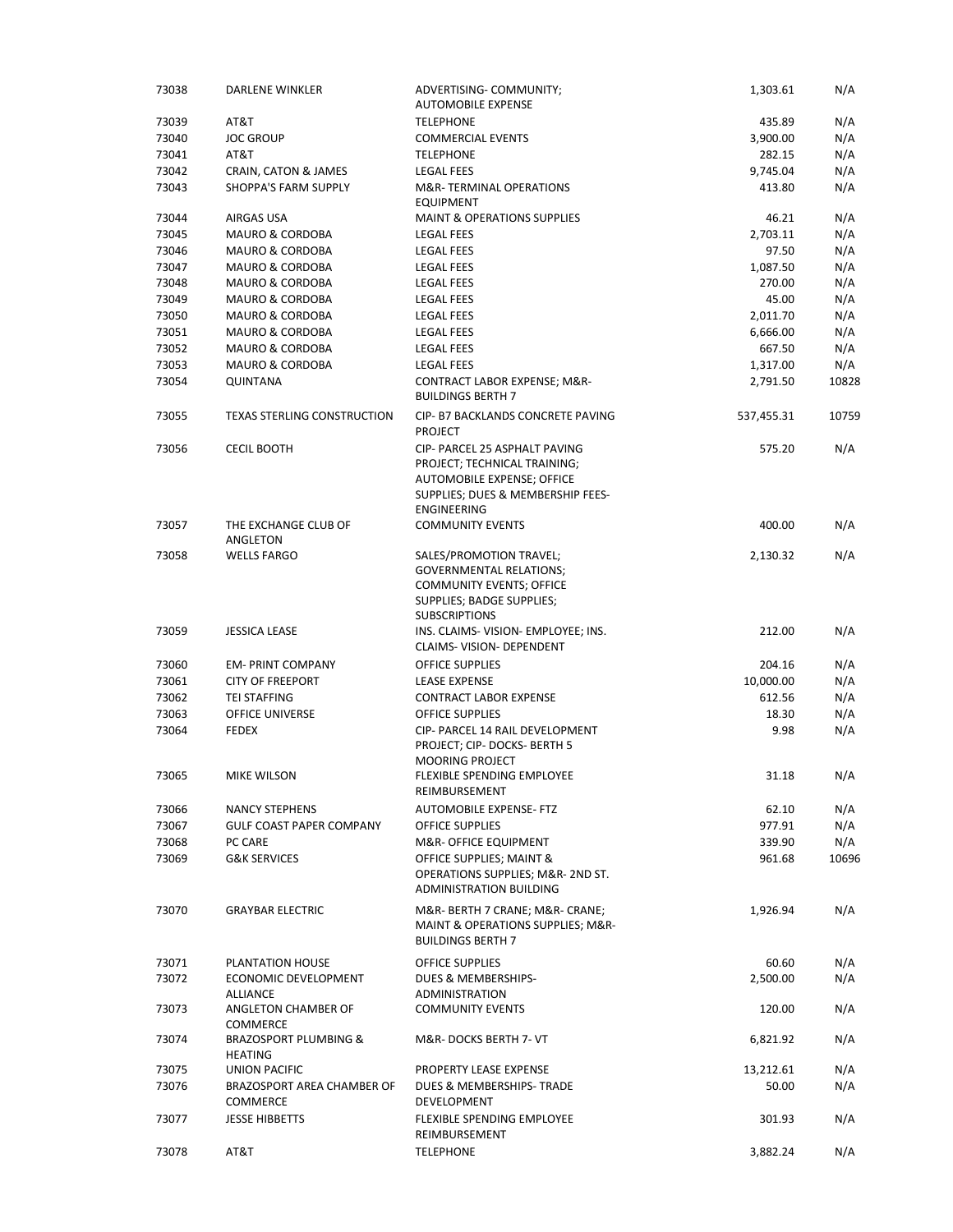| | | | | |
|---|---|---|---|---|
| 73038 | DARLENE WINKLER | ADVERTISING- COMMUNITY; AUTOMOBILE EXPENSE | 1,303.61 | N/A |
| 73039 | AT&T | TELEPHONE | 435.89 | N/A |
| 73040 | JOC GROUP | COMMERCIAL EVENTS | 3,900.00 | N/A |
| 73041 | AT&T | TELEPHONE | 282.15 | N/A |
| 73042 | CRAIN, CATON & JAMES | LEGAL FEES | 9,745.04 | N/A |
| 73043 | SHOPPA'S FARM SUPPLY | M&R- TERMINAL OPERATIONS EQUIPMENT | 413.80 | N/A |
| 73044 | AIRGAS USA | MAINT & OPERATIONS SUPPLIES | 46.21 | N/A |
| 73045 | MAURO & CORDOBA | LEGAL FEES | 2,703.11 | N/A |
| 73046 | MAURO & CORDOBA | LEGAL FEES | 97.50 | N/A |
| 73047 | MAURO & CORDOBA | LEGAL FEES | 1,087.50 | N/A |
| 73048 | MAURO & CORDOBA | LEGAL FEES | 270.00 | N/A |
| 73049 | MAURO & CORDOBA | LEGAL FEES | 45.00 | N/A |
| 73050 | MAURO & CORDOBA | LEGAL FEES | 2,011.70 | N/A |
| 73051 | MAURO & CORDOBA | LEGAL FEES | 6,666.00 | N/A |
| 73052 | MAURO & CORDOBA | LEGAL FEES | 667.50 | N/A |
| 73053 | MAURO & CORDOBA | LEGAL FEES | 1,317.00 | N/A |
| 73054 | QUINTANA | CONTRACT LABOR EXPENSE; M&R- BUILDINGS BERTH 7 | 2,791.50 | 10828 |
| 73055 | TEXAS STERLING CONSTRUCTION | CIP- B7 BACKLANDS CONCRETE PAVING PROJECT | 537,455.31 | 10759 |
| 73056 | CECIL BOOTH | CIP- PARCEL 25 ASPHALT PAVING PROJECT; TECHNICAL TRAINING; AUTOMOBILE EXPENSE; OFFICE SUPPLIES; DUES & MEMBERSHIP FEES- ENGINEERING | 575.20 | N/A |
| 73057 | THE EXCHANGE CLUB OF ANGLETON | COMMUNITY EVENTS | 400.00 | N/A |
| 73058 | WELLS FARGO | SALES/PROMOTION TRAVEL; GOVERNMENTAL RELATIONS; COMMUNITY EVENTS; OFFICE SUPPLIES; BADGE SUPPLIES; SUBSCRIPTIONS | 2,130.32 | N/A |
| 73059 | JESSICA LEASE | INS. CLAIMS- VISION- EMPLOYEE; INS. CLAIMS- VISION- DEPENDENT | 212.00 | N/A |
| 73060 | EM- PRINT COMPANY | OFFICE SUPPLIES | 204.16 | N/A |
| 73061 | CITY OF FREEPORT | LEASE EXPENSE | 10,000.00 | N/A |
| 73062 | TEI STAFFING | CONTRACT LABOR EXPENSE | 612.56 | N/A |
| 73063 | OFFICE UNIVERSE | OFFICE SUPPLIES | 18.30 | N/A |
| 73064 | FEDEX | CIP- PARCEL 14 RAIL DEVELOPMENT PROJECT; CIP- DOCKS- BERTH 5 MOORING PROJECT | 9.98 | N/A |
| 73065 | MIKE WILSON | FLEXIBLE SPENDING EMPLOYEE REIMBURSEMENT | 31.18 | N/A |
| 73066 | NANCY STEPHENS | AUTOMOBILE EXPENSE- FTZ | 62.10 | N/A |
| 73067 | GULF COAST PAPER COMPANY | OFFICE SUPPLIES | 977.91 | N/A |
| 73068 | PC CARE | M&R- OFFICE EQUIPMENT | 339.90 | N/A |
| 73069 | G&K SERVICES | OFFICE SUPPLIES; MAINT & OPERATIONS SUPPLIES; M&R- 2ND ST. ADMINISTRATION BUILDING | 961.68 | 10696 |
| 73070 | GRAYBAR ELECTRIC | M&R- BERTH 7 CRANE; M&R- CRANE; MAINT & OPERATIONS SUPPLIES; M&R- BUILDINGS BERTH 7 | 1,926.94 | N/A |
| 73071 | PLANTATION HOUSE | OFFICE SUPPLIES | 60.60 | N/A |
| 73072 | ECONOMIC DEVELOPMENT ALLIANCE | DUES & MEMBERSHIPS- ADMINISTRATION | 2,500.00 | N/A |
| 73073 | ANGLETON CHAMBER OF COMMERCE | COMMUNITY EVENTS | 120.00 | N/A |
| 73074 | BRAZOSPORT PLUMBING & HEATING | M&R- DOCKS BERTH 7- VT | 6,821.92 | N/A |
| 73075 | UNION PACIFIC | PROPERTY LEASE EXPENSE | 13,212.61 | N/A |
| 73076 | BRAZOSPORT AREA CHAMBER OF COMMERCE | DUES & MEMBERSHIPS- TRADE DEVELOPMENT | 50.00 | N/A |
| 73077 | JESSE HIBBETTS | FLEXIBLE SPENDING EMPLOYEE REIMBURSEMENT | 301.93 | N/A |
| 73078 | AT&T | TELEPHONE | 3,882.24 | N/A |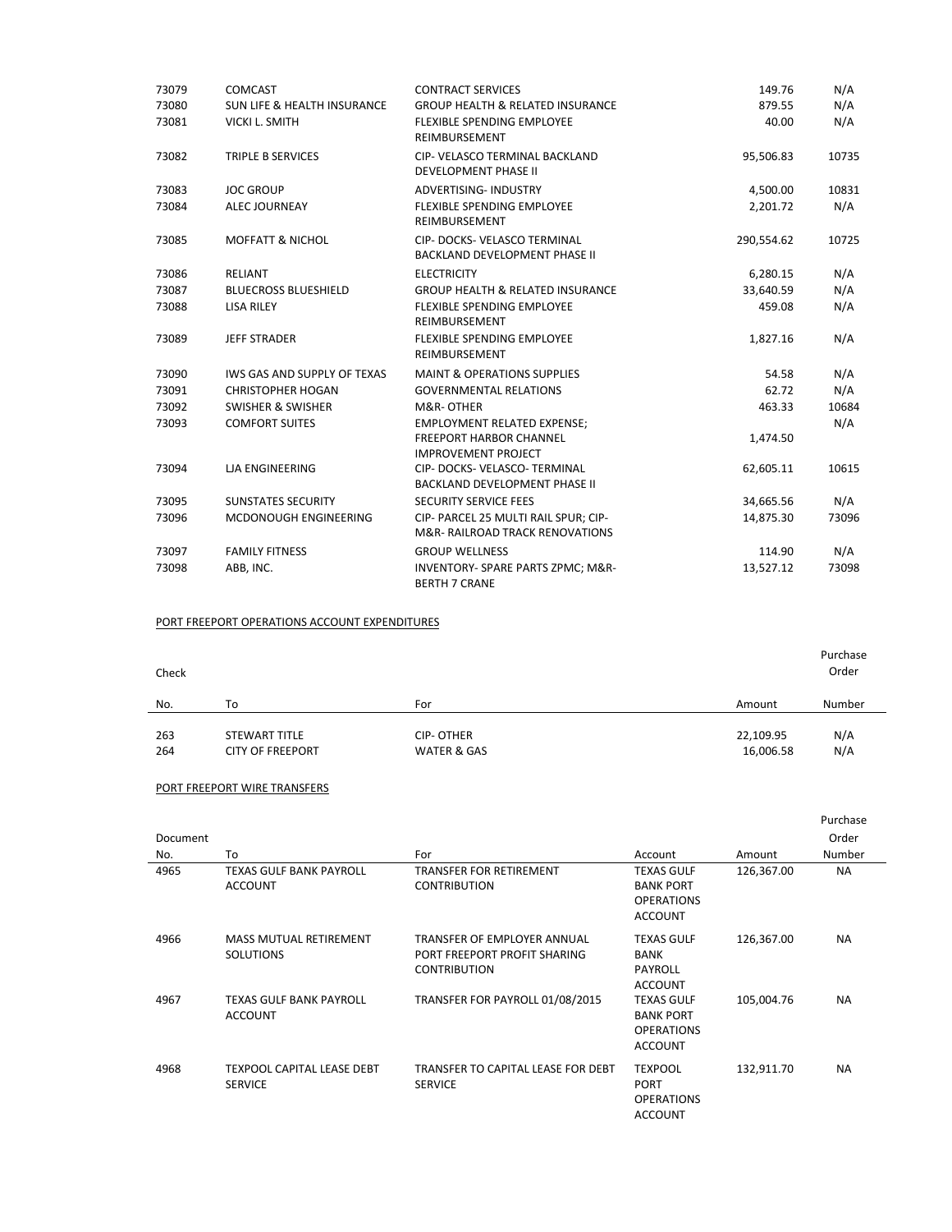| | | | | |
|---|---|---|---|---|
| 73079 | COMCAST | CONTRACT SERVICES | 149.76 | N/A |
| 73080 | SUN LIFE & HEALTH INSURANCE | GROUP HEALTH & RELATED INSURANCE | 879.55 | N/A |
| 73081 | VICKI L. SMITH | FLEXIBLE SPENDING EMPLOYEE REIMBURSEMENT | 40.00 | N/A |
| 73082 | TRIPLE B SERVICES | CIP- VELASCO TERMINAL BACKLAND DEVELOPMENT PHASE II | 95,506.83 | 10735 |
| 73083 | JOC GROUP | ADVERTISING- INDUSTRY | 4,500.00 | 10831 |
| 73084 | ALEC JOURNEAY | FLEXIBLE SPENDING EMPLOYEE REIMBURSEMENT | 2,201.72 | N/A |
| 73085 | MOFFATT & NICHOL | CIP- DOCKS- VELASCO TERMINAL BACKLAND DEVELOPMENT PHASE II | 290,554.62 | 10725 |
| 73086 | RELIANT | ELECTRICITY | 6,280.15 | N/A |
| 73087 | BLUECROSS BLUESHIELD | GROUP HEALTH & RELATED INSURANCE | 33,640.59 | N/A |
| 73088 | LISA RILEY | FLEXIBLE SPENDING EMPLOYEE REIMBURSEMENT | 459.08 | N/A |
| 73089 | JEFF STRADER | FLEXIBLE SPENDING EMPLOYEE REIMBURSEMENT | 1,827.16 | N/A |
| 73090 | IWS GAS AND SUPPLY OF TEXAS | MAINT & OPERATIONS SUPPLIES | 54.58 | N/A |
| 73091 | CHRISTOPHER HOGAN | GOVERNMENTAL RELATIONS | 62.72 | N/A |
| 73092 | SWISHER & SWISHER | M&R- OTHER | 463.33 | 10684 |
| 73093 | COMFORT SUITES | EMPLOYMENT RELATED EXPENSE; FREEPORT HARBOR CHANNEL IMPROVEMENT PROJECT | 1,474.50 | N/A |
| 73094 | LJA ENGINEERING | CIP- DOCKS- VELASCO- TERMINAL BACKLAND DEVELOPMENT PHASE II | 62,605.11 | 10615 |
| 73095 | SUNSTATES SECURITY | SECURITY SERVICE FEES | 34,665.56 | N/A |
| 73096 | MCDONOUGH ENGINEERING | CIP- PARCEL 25 MULTI RAIL SPUR; CIP- M&R- RAILROAD TRACK RENOVATIONS | 14,875.30 | 73096 |
| 73097 | FAMILY FITNESS | GROUP WELLNESS | 114.90 | N/A |
| 73098 | ABB, INC. | INVENTORY- SPARE PARTS ZPMC; M&R- BERTH 7 CRANE | 13,527.12 | 73098 |

PORT FREEPORT OPERATIONS ACCOUNT EXPENDITURES

| Check No. | To | For | Amount | Purchase Order Number |
|---|---|---|---|---|
| 263 | STEWART TITLE | CIP- OTHER | 22,109.95 | N/A |
| 264 | CITY OF FREEPORT | WATER & GAS | 16,006.58 | N/A |

PORT FREEPORT WIRE TRANSFERS

| Document No. | To | For | Account | Amount | Purchase Order Number |
|---|---|---|---|---|---|
| 4965 | TEXAS GULF BANK PAYROLL ACCOUNT | TRANSFER FOR RETIREMENT CONTRIBUTION | TEXAS GULF BANK PORT OPERATIONS ACCOUNT | 126,367.00 | NA |
| 4966 | MASS MUTUAL RETIREMENT SOLUTIONS | TRANSFER OF EMPLOYER ANNUAL PORT FREEPORT PROFIT SHARING CONTRIBUTION | TEXAS GULF BANK PAYROLL ACCOUNT | 126,367.00 | NA |
| 4967 | TEXAS GULF BANK PAYROLL ACCOUNT | TRANSFER FOR PAYROLL 01/08/2015 | TEXAS GULF BANK PORT OPERATIONS ACCOUNT | 105,004.76 | NA |
| 4968 | TEXPOOL CAPITAL LEASE DEBT SERVICE | TRANSFER TO CAPITAL LEASE FOR DEBT SERVICE | TEXPOOL PORT OPERATIONS ACCOUNT | 132,911.70 | NA |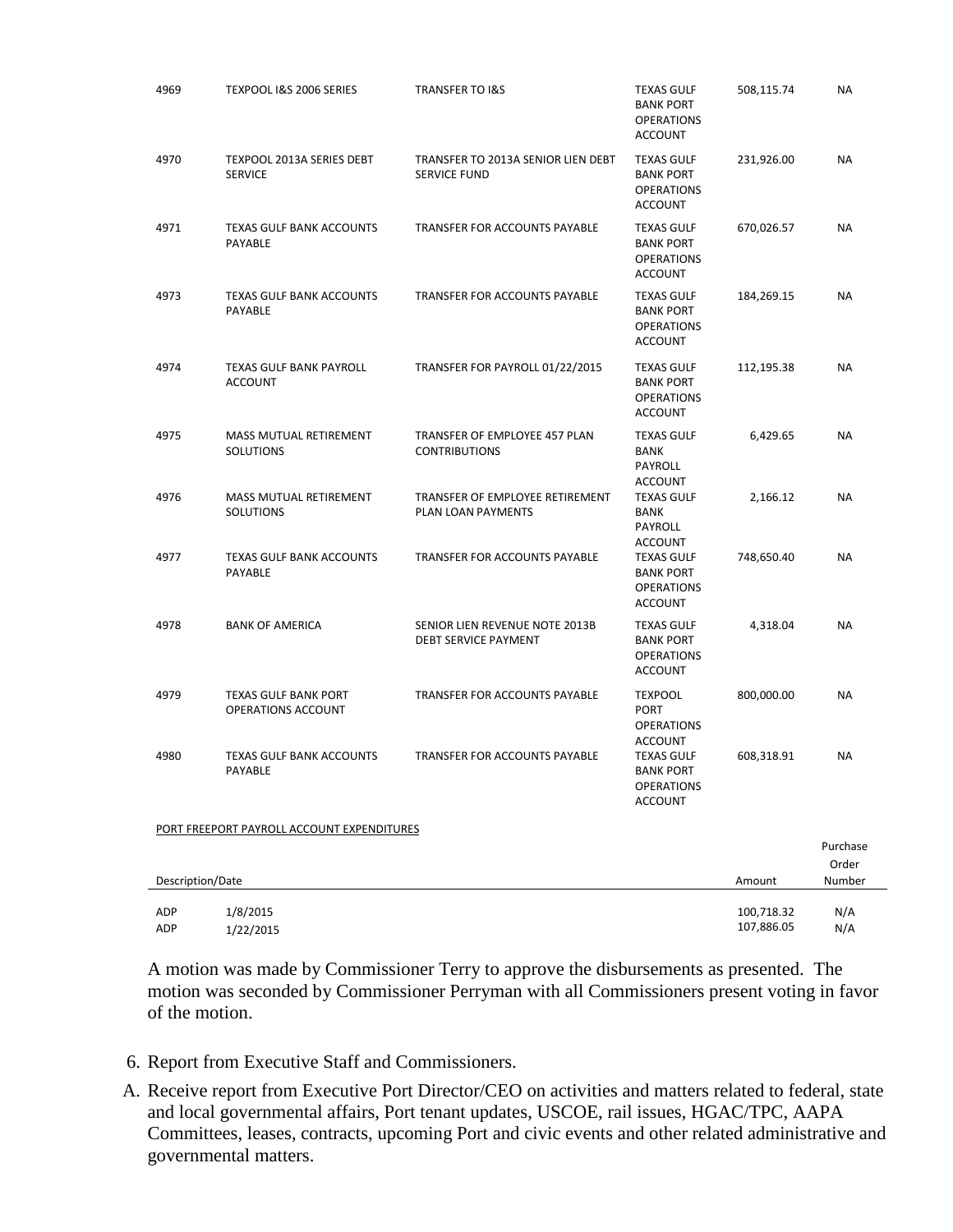| | | | | | |
|---|---|---|---|---|---|
| 4969 | TEXPOOL I&S 2006 SERIES | TRANSFER TO I&S | TEXAS GULF BANK PORT OPERATIONS ACCOUNT | 508,115.74 | NA |
| 4970 | TEXPOOL 2013A SERIES DEBT SERVICE | TRANSFER TO 2013A SENIOR LIEN DEBT SERVICE FUND | TEXAS GULF BANK PORT OPERATIONS ACCOUNT | 231,926.00 | NA |
| 4971 | TEXAS GULF BANK ACCOUNTS PAYABLE | TRANSFER FOR ACCOUNTS PAYABLE | TEXAS GULF BANK PORT OPERATIONS ACCOUNT | 670,026.57 | NA |
| 4973 | TEXAS GULF BANK ACCOUNTS PAYABLE | TRANSFER FOR ACCOUNTS PAYABLE | TEXAS GULF BANK PORT OPERATIONS ACCOUNT | 184,269.15 | NA |
| 4974 | TEXAS GULF BANK PAYROLL ACCOUNT | TRANSFER FOR PAYROLL 01/22/2015 | TEXAS GULF BANK PORT OPERATIONS ACCOUNT | 112,195.38 | NA |
| 4975 | MASS MUTUAL RETIREMENT SOLUTIONS | TRANSFER OF EMPLOYEE 457 PLAN CONTRIBUTIONS | TEXAS GULF BANK PAYROLL ACCOUNT | 6,429.65 | NA |
| 4976 | MASS MUTUAL RETIREMENT SOLUTIONS | TRANSFER OF EMPLOYEE RETIREMENT PLAN LOAN PAYMENTS | TEXAS GULF BANK PAYROLL ACCOUNT | 2,166.12 | NA |
| 4977 | TEXAS GULF BANK ACCOUNTS PAYABLE | TRANSFER FOR ACCOUNTS PAYABLE | TEXAS GULF BANK PORT OPERATIONS ACCOUNT | 748,650.40 | NA |
| 4978 | BANK OF AMERICA | SENIOR LIEN REVENUE NOTE 2013B DEBT SERVICE PAYMENT | TEXAS GULF BANK PORT OPERATIONS ACCOUNT | 4,318.04 | NA |
| 4979 | TEXAS GULF BANK PORT OPERATIONS ACCOUNT | TRANSFER FOR ACCOUNTS PAYABLE | TEXPOOL PORT OPERATIONS ACCOUNT | 800,000.00 | NA |
| 4980 | TEXAS GULF BANK ACCOUNTS PAYABLE | TRANSFER FOR ACCOUNTS PAYABLE | TEXAS GULF BANK PORT OPERATIONS ACCOUNT | 608,318.91 | NA |

PORT FREEPORT PAYROLL ACCOUNT EXPENDITURES

| Description/Date | | Amount | Purchase Order Number |
|---|---|---|---|
| ADP | 1/8/2015 | 100,718.32 | N/A |
| ADP | 1/22/2015 | 107,886.05 | N/A |

A motion was made by Commissioner Terry to approve the disbursements as presented. The motion was seconded by Commissioner Perryman with all Commissioners present voting in favor of the motion.

6. Report from Executive Staff and Commissioners.

A. Receive report from Executive Port Director/CEO on activities and matters related to federal, state and local governmental affairs, Port tenant updates, USCOE, rail issues, HGAC/TPC, AAPA Committees, leases, contracts, upcoming Port and civic events and other related administrative and governmental matters.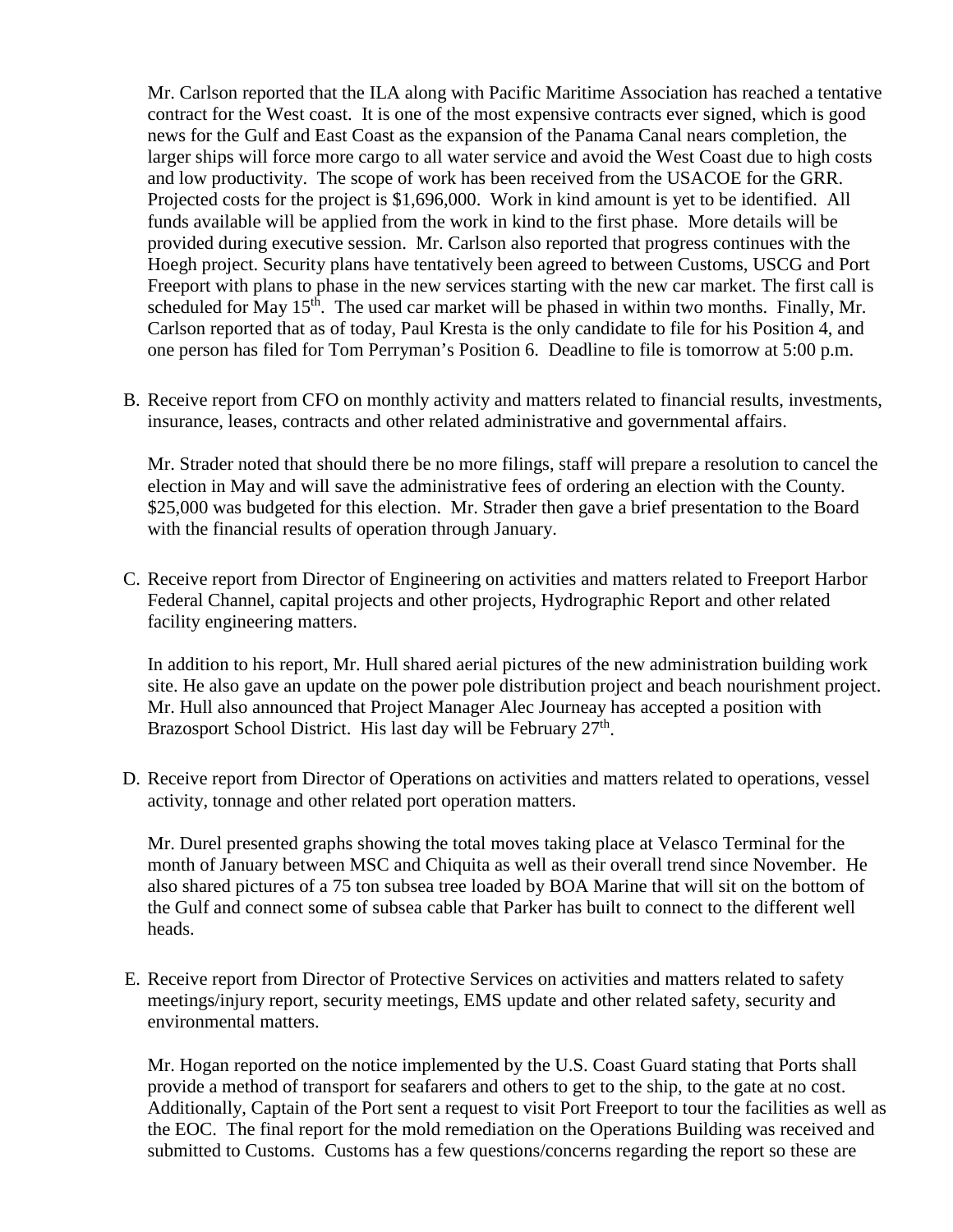Mr. Carlson reported that the ILA along with Pacific Maritime Association has reached a tentative contract for the West coast. It is one of the most expensive contracts ever signed, which is good news for the Gulf and East Coast as the expansion of the Panama Canal nears completion, the larger ships will force more cargo to all water service and avoid the West Coast due to high costs and low productivity. The scope of work has been received from the USACOE for the GRR. Projected costs for the project is $1,696,000. Work in kind amount is yet to be identified. All funds available will be applied from the work in kind to the first phase. More details will be provided during executive session. Mr. Carlson also reported that progress continues with the Hoegh project. Security plans have tentatively been agreed to between Customs, USCG and Port Freeport with plans to phase in the new services starting with the new car market. The first call is scheduled for May 15th. The used car market will be phased in within two months. Finally, Mr. Carlson reported that as of today, Paul Kresta is the only candidate to file for his Position 4, and one person has filed for Tom Perryman's Position 6. Deadline to file is tomorrow at 5:00 p.m.

B. Receive report from CFO on monthly activity and matters related to financial results, investments, insurance, leases, contracts and other related administrative and governmental affairs.

   Mr. Strader noted that should there be no more filings, staff will prepare a resolution to cancel the election in May and will save the administrative fees of ordering an election with the County. $25,000 was budgeted for this election. Mr. Strader then gave a brief presentation to the Board with the financial results of operation through January.

C. Receive report from Director of Engineering on activities and matters related to Freeport Harbor Federal Channel, capital projects and other projects, Hydrographic Report and other related facility engineering matters.

   In addition to his report, Mr. Hull shared aerial pictures of the new administration building work site. He also gave an update on the power pole distribution project and beach nourishment project. Mr. Hull also announced that Project Manager Alec Journeay has accepted a position with Brazosport School District. His last day will be February 27th.

D. Receive report from Director of Operations on activities and matters related to operations, vessel activity, tonnage and other related port operation matters.

   Mr. Durel presented graphs showing the total moves taking place at Velasco Terminal for the month of January between MSC and Chiquita as well as their overall trend since November. He also shared pictures of a 75 ton subsea tree loaded by BOA Marine that will sit on the bottom of the Gulf and connect some of subsea cable that Parker has built to connect to the different well heads.

E. Receive report from Director of Protective Services on activities and matters related to safety meetings/injury report, security meetings, EMS update and other related safety, security and environmental matters.

   Mr. Hogan reported on the notice implemented by the U.S. Coast Guard stating that Ports shall provide a method of transport for seafarers and others to get to the ship, to the gate at no cost. Additionally, Captain of the Port sent a request to visit Port Freeport to tour the facilities as well as the EOC. The final report for the mold remediation on the Operations Building was received and submitted to Customs. Customs has a few questions/concerns regarding the report so these are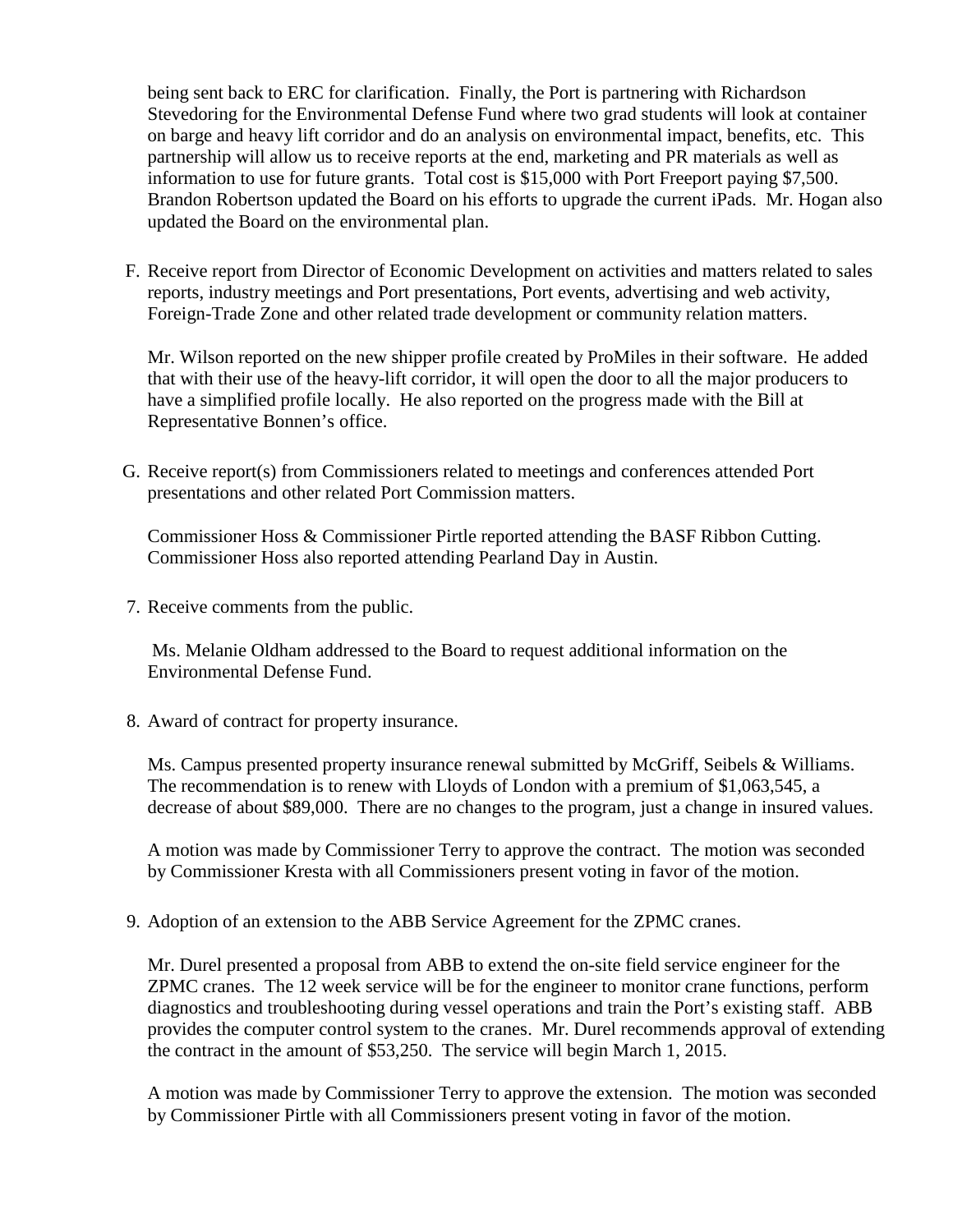being sent back to ERC for clarification. Finally, the Port is partnering with Richardson Stevedoring for the Environmental Defense Fund where two grad students will look at container on barge and heavy lift corridor and do an analysis on environmental impact, benefits, etc. This partnership will allow us to receive reports at the end, marketing and PR materials as well as information to use for future grants. Total cost is $15,000 with Port Freeport paying $7,500. Brandon Robertson updated the Board on his efforts to upgrade the current iPads. Mr. Hogan also updated the Board on the environmental plan.

F. Receive report from Director of Economic Development on activities and matters related to sales reports, industry meetings and Port presentations, Port events, advertising and web activity, Foreign-Trade Zone and other related trade development or community relation matters.

   Mr. Wilson reported on the new shipper profile created by ProMiles in their software. He added that with their use of the heavy-lift corridor, it will open the door to all the major producers to have a simplified profile locally. He also reported on the progress made with the Bill at Representative Bonnen's office.

G. Receive report(s) from Commissioners related to meetings and conferences attended Port presentations and other related Port Commission matters.

   Commissioner Hoss & Commissioner Pirtle reported attending the BASF Ribbon Cutting. Commissioner Hoss also reported attending Pearland Day in Austin.

7. Receive comments from the public.

   Ms. Melanie Oldham addressed to the Board to request additional information on the Environmental Defense Fund.

8. Award of contract for property insurance.

   Ms. Campus presented property insurance renewal submitted by McGriff, Seibels & Williams. The recommendation is to renew with Lloyds of London with a premium of $1,063,545, a decrease of about $89,000. There are no changes to the program, just a change in insured values.

   A motion was made by Commissioner Terry to approve the contract. The motion was seconded by Commissioner Kresta with all Commissioners present voting in favor of the motion.

9. Adoption of an extension to the ABB Service Agreement for the ZPMC cranes.

   Mr. Durel presented a proposal from ABB to extend the on-site field service engineer for the ZPMC cranes. The 12 week service will be for the engineer to monitor crane functions, perform diagnostics and troubleshooting during vessel operations and train the Port's existing staff. ABB provides the computer control system to the cranes. Mr. Durel recommends approval of extending the contract in the amount of $53,250. The service will begin March 1, 2015.

   A motion was made by Commissioner Terry to approve the extension. The motion was seconded by Commissioner Pirtle with all Commissioners present voting in favor of the motion.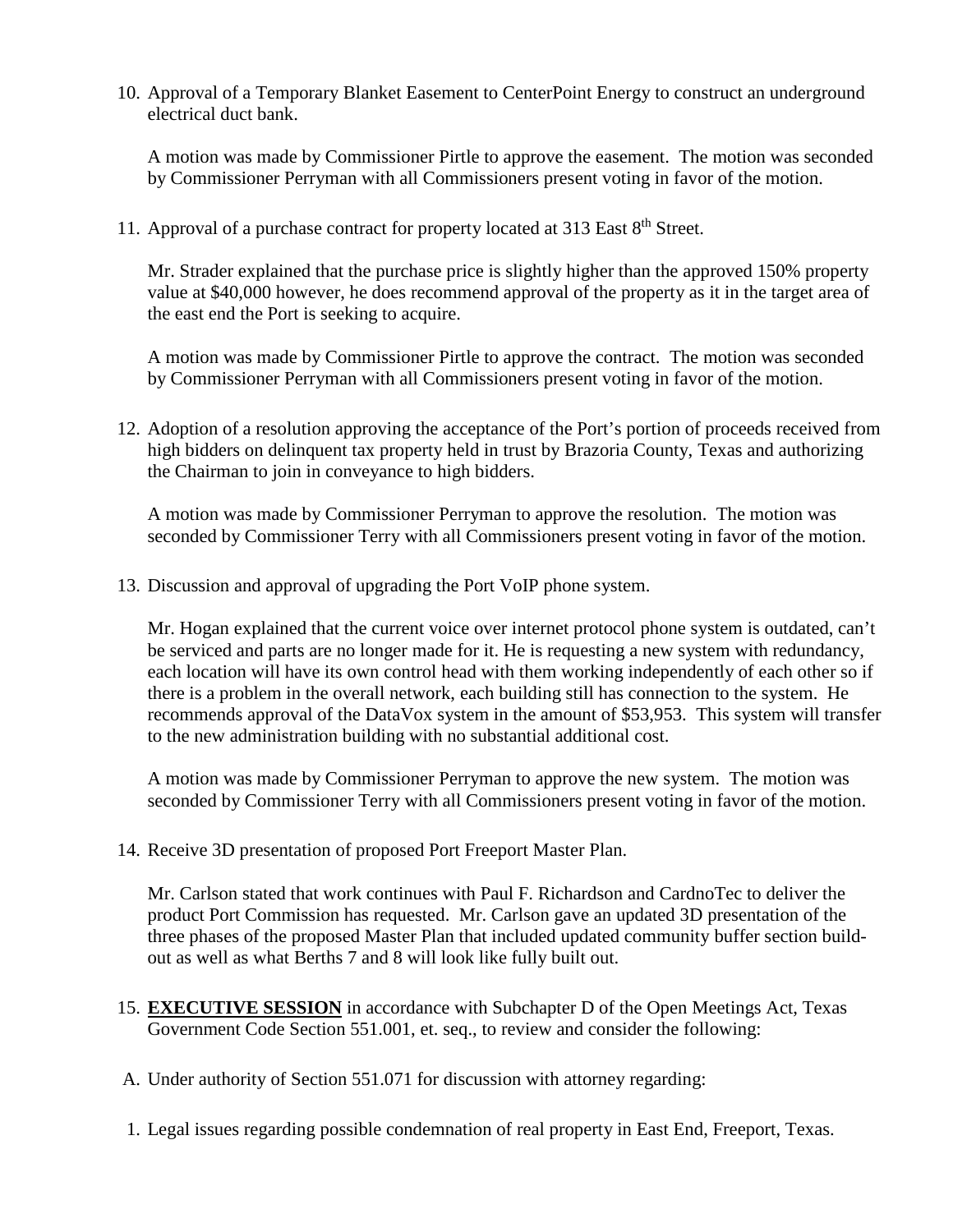10. Approval of a Temporary Blanket Easement to CenterPoint Energy to construct an underground electrical duct bank.

    A motion was made by Commissioner Pirtle to approve the easement. The motion was seconded by Commissioner Perryman with all Commissioners present voting in favor of the motion.

11. Approval of a purchase contract for property located at 313 East 8th Street.

    Mr. Strader explained that the purchase price is slightly higher than the approved 150% property value at $40,000 however, he does recommend approval of the property as it in the target area of the east end the Port is seeking to acquire.

    A motion was made by Commissioner Pirtle to approve the contract. The motion was seconded by Commissioner Perryman with all Commissioners present voting in favor of the motion.

12. Adoption of a resolution approving the acceptance of the Port's portion of proceeds received from high bidders on delinquent tax property held in trust by Brazoria County, Texas and authorizing the Chairman to join in conveyance to high bidders.

    A motion was made by Commissioner Perryman to approve the resolution. The motion was seconded by Commissioner Terry with all Commissioners present voting in favor of the motion.

13. Discussion and approval of upgrading the Port VoIP phone system.

    Mr. Hogan explained that the current voice over internet protocol phone system is outdated, can't be serviced and parts are no longer made for it. He is requesting a new system with redundancy, each location will have its own control head with them working independently of each other so if there is a problem in the overall network, each building still has connection to the system. He recommends approval of the DataVox system in the amount of $53,953. This system will transfer to the new administration building with no substantial additional cost.

    A motion was made by Commissioner Perryman to approve the new system. The motion was seconded by Commissioner Terry with all Commissioners present voting in favor of the motion.

14. Receive 3D presentation of proposed Port Freeport Master Plan.

    Mr. Carlson stated that work continues with Paul F. Richardson and CardnoTec to deliver the product Port Commission has requested. Mr. Carlson gave an updated 3D presentation of the three phases of the proposed Master Plan that included updated community buffer section build-out as well as what Berths 7 and 8 will look like fully built out.

15. **EXECUTIVE SESSION** in accordance with Subchapter D of the Open Meetings Act, Texas Government Code Section 551.001, et. seq., to review and consider the following:

A. Under authority of Section 551.071 for discussion with attorney regarding:

1. Legal issues regarding possible condemnation of real property in East End, Freeport, Texas.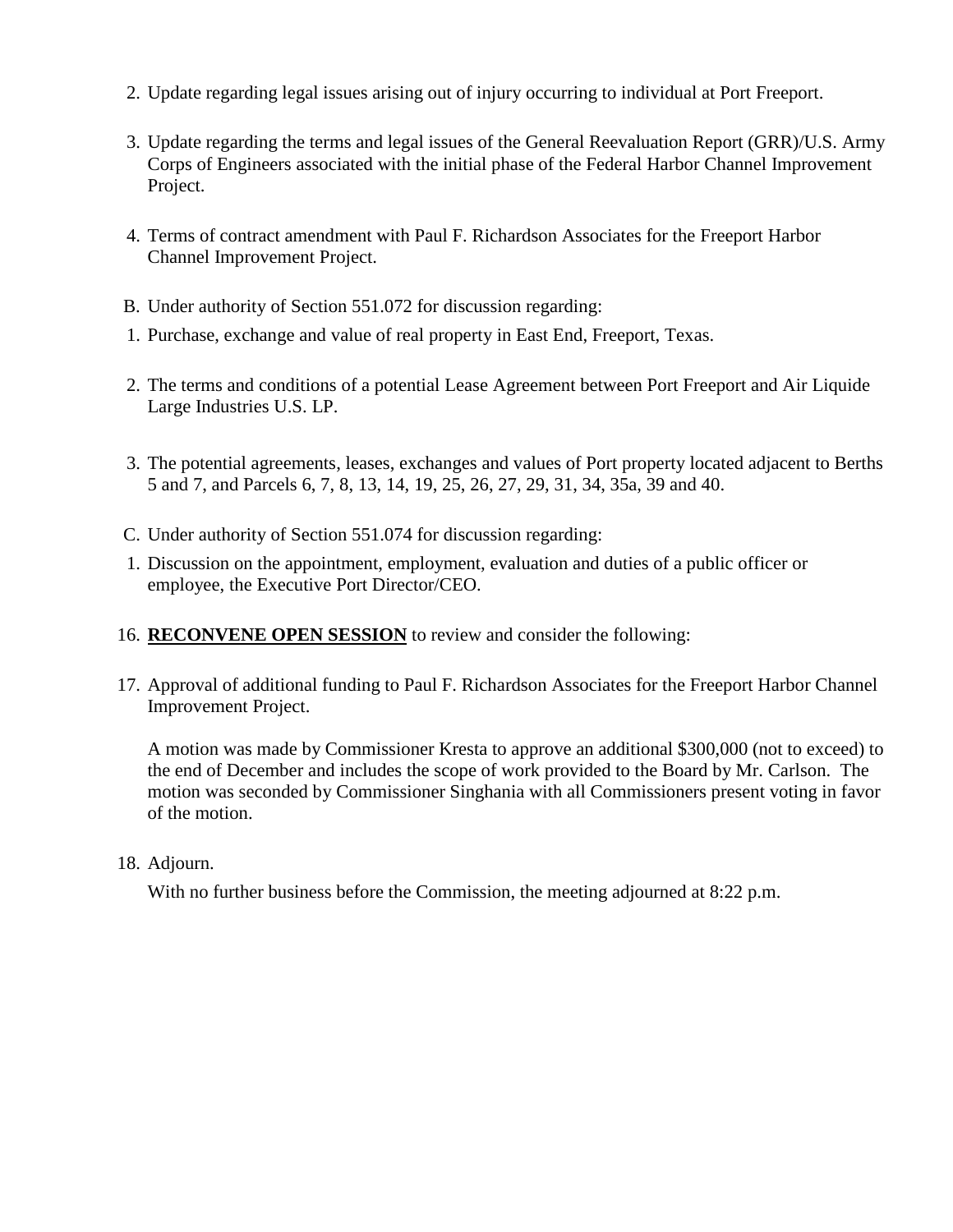2. Update regarding legal issues arising out of injury occurring to individual at Port Freeport.

3. Update regarding the terms and legal issues of the General Reevaluation Report (GRR)/U.S. Army Corps of Engineers associated with the initial phase of the Federal Harbor Channel Improvement Project.

4. Terms of contract amendment with Paul F. Richardson Associates for the Freeport Harbor Channel Improvement Project.

B. Under authority of Section 551.072 for discussion regarding:

1. Purchase, exchange and value of real property in East End, Freeport, Texas.

2. The terms and conditions of a potential Lease Agreement between Port Freeport and Air Liquide Large Industries U.S. LP.

3. The potential agreements, leases, exchanges and values of Port property located adjacent to Berths 5 and 7, and Parcels 6, 7, 8, 13, 14, 19, 25, 26, 27, 29, 31, 34, 35a, 39 and 40.

C. Under authority of Section 551.074 for discussion regarding:

1. Discussion on the appointment, employment, evaluation and duties of a public officer or employee, the Executive Port Director/CEO.

16. **RECONVENE OPEN SESSION** to review and consider the following:

17. Approval of additional funding to Paul F. Richardson Associates for the Freeport Harbor Channel Improvement Project.

    A motion was made by Commissioner Kresta to approve an additional $300,000 (not to exceed) to the end of December and includes the scope of work provided to the Board by Mr. Carlson. The motion was seconded by Commissioner Singhania with all Commissioners present voting in favor of the motion.

18. Adjourn.

    With no further business before the Commission, the meeting adjourned at 8:22 p.m.